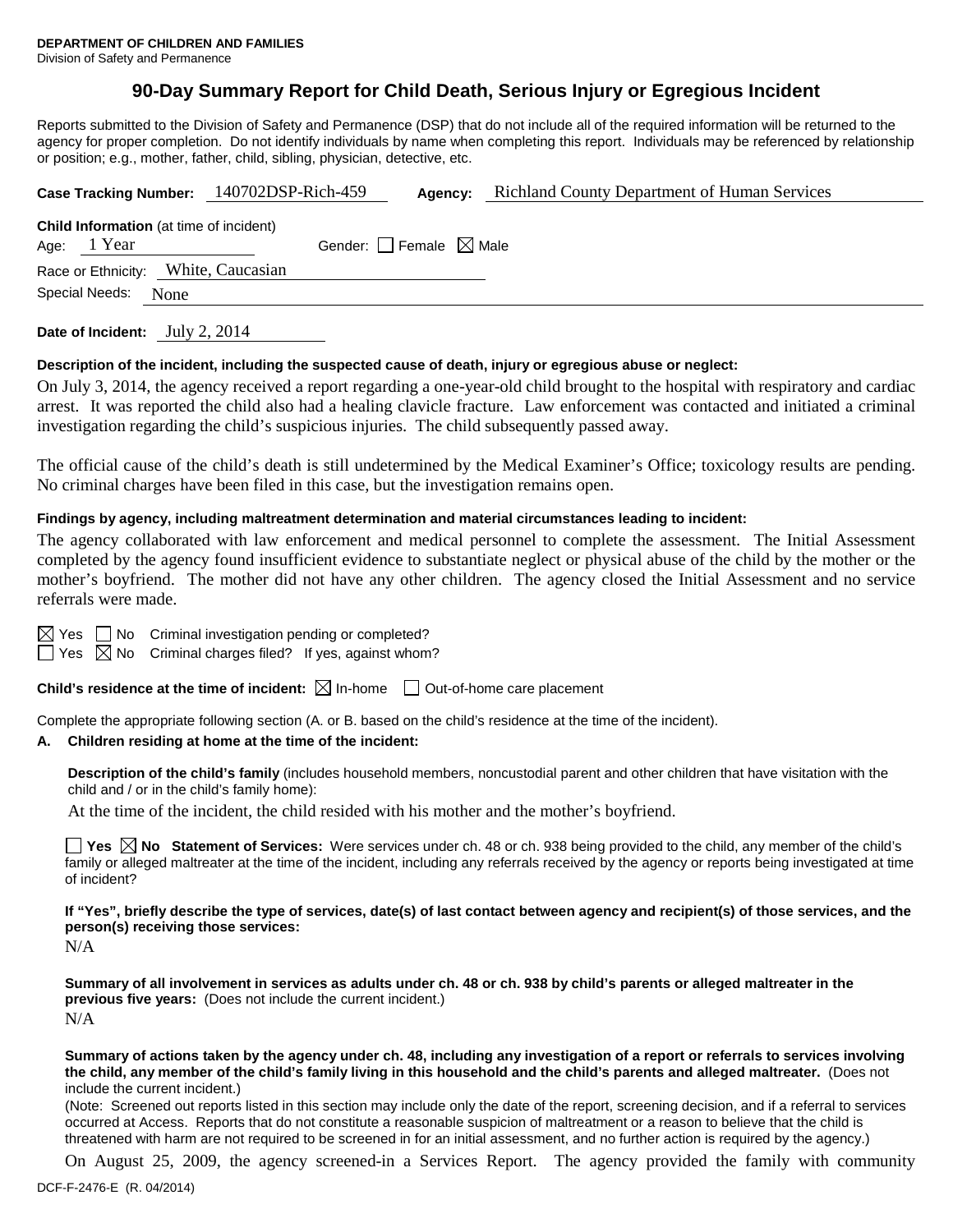**DEPARTMENT OF CHILDREN AND FAMILIES**
Division of Safety and Permanence

# 90-Day Summary Report for Child Death, Serious Injury or Egregious Incident

Reports submitted to the Division of Safety and Permanence (DSP) that do not include all of the required information will be returned to the agency for proper completion. Do not identify individuals by name when completing this report. Individuals may be referenced by relationship or position; e.g., mother, father, child, sibling, physician, detective, etc.

**Case Tracking Number:** 140702DSP-Rich-459 **Agency:** Richland County Department of Human Services

**Child Information** (at time of incident)
Age: 1 Year Gender: ☐ Female ☒ Male
Race or Ethnicity: White, Caucasian
Special Needs: None

**Date of Incident:** July 2, 2014

**Description of the incident, including the suspected cause of death, injury or egregious abuse or neglect:**

On July 3, 2014, the agency received a report regarding a one-year-old child brought to the hospital with respiratory and cardiac arrest. It was reported the child also had a healing clavicle fracture. Law enforcement was contacted and initiated a criminal investigation regarding the child's suspicious injuries. The child subsequently passed away.

The official cause of the child's death is still undetermined by the Medical Examiner's Office; toxicology results are pending. No criminal charges have been filed in this case, but the investigation remains open.

**Findings by agency, including maltreatment determination and material circumstances leading to incident:**

The agency collaborated with law enforcement and medical personnel to complete the assessment. The Initial Assessment completed by the agency found insufficient evidence to substantiate neglect or physical abuse of the child by the mother or the mother's boyfriend. The mother did not have any other children. The agency closed the Initial Assessment and no service referrals were made.

☒ Yes ☐ No Criminal investigation pending or completed?
☐ Yes ☒ No Criminal charges filed? If yes, against whom?

**Child's residence at the time of incident:** ☒ In-home ☐ Out-of-home care placement

Complete the appropriate following section (A. or B. based on the child's residence at the time of the incident).

**A. Children residing at home at the time of the incident:**

**Description of the child's family** (includes household members, noncustodial parent and other children that have visitation with the child and / or in the child's family home):

At the time of the incident, the child resided with his mother and the mother's boyfriend.

☐ **Yes** ☒ **No Statement of Services:** Were services under ch. 48 or ch. 938 being provided to the child, any member of the child's family or alleged maltreater at the time of the incident, including any referrals received by the agency or reports being investigated at time of incident?

**If "Yes", briefly describe the type of services, date(s) of last contact between agency and recipient(s) of those services, and the person(s) receiving those services:**

N/A

**Summary of all involvement in services as adults under ch. 48 or ch. 938 by child's parents or alleged maltreater in the previous five years:** (Does not include the current incident.)

N/A

**Summary of actions taken by the agency under ch. 48, including any investigation of a report or referrals to services involving the child, any member of the child's family living in this household and the child's parents and alleged maltreater.** (Does not include the current incident.)

(Note: Screened out reports listed in this section may include only the date of the report, screening decision, and if a referral to services occurred at Access. Reports that do not constitute a reasonable suspicion of maltreatment or a reason to believe that the child is threatened with harm are not required to be screened in for an initial assessment, and no further action is required by the agency.)

On August 25, 2009, the agency screened-in a Services Report. The agency provided the family with community

DCF-F-2476-E (R. 04/2014)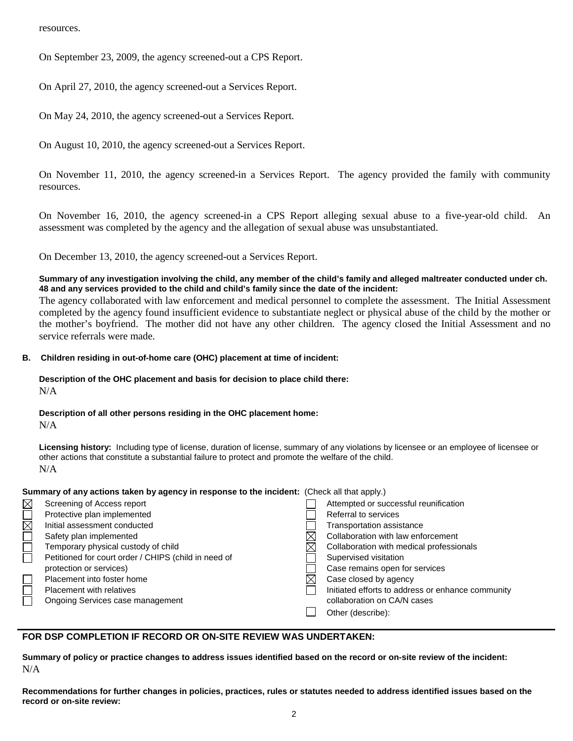resources.

On September 23, 2009, the agency screened-out a CPS Report.

On April 27, 2010, the agency screened-out a Services Report.

On May 24, 2010, the agency screened-out a Services Report.

On August 10, 2010, the agency screened-out a Services Report.

On November 11, 2010, the agency screened-in a Services Report. The agency provided the family with community resources.

On November 16, 2010, the agency screened-in a CPS Report alleging sexual abuse to a five-year-old child. An assessment was completed by the agency and the allegation of sexual abuse was unsubstantiated.

On December 13, 2010, the agency screened-out a Services Report.

**Summary of any investigation involving the child, any member of the child's family and alleged maltreater conducted under ch. 48 and any services provided to the child and child's family since the date of the incident:**

The agency collaborated with law enforcement and medical personnel to complete the assessment. The Initial Assessment completed by the agency found insufficient evidence to substantiate neglect or physical abuse of the child by the mother or the mother's boyfriend. The mother did not have any other children. The agency closed the Initial Assessment and no service referrals were made.

**B. Children residing in out-of-home care (OHC) placement at time of incident:**

**Description of the OHC placement and basis for decision to place child there:**
N/A

**Description of all other persons residing in the OHC placement home:**
N/A

**Licensing history:** Including type of license, duration of license, summary of any violations by licensee or an employee of licensee or other actions that constitute a substantial failure to protect and promote the welfare of the child.
N/A

**Summary of any actions taken by agency in response to the incident:** (Check all that apply.)

- ☒ Screening of Access report
- ☐ Protective plan implemented
- ☒ Initial assessment conducted
- ☐ Safety plan implemented
- ☐ Temporary physical custody of child
- ☐ Petitioned for court order / CHIPS (child in need of protection or services)
- ☐ Placement into foster home
- ☐ Placement with relatives
- ☐ Ongoing Services case management
- ☐ Attempted or successful reunification
- ☐ Referral to services
- ☐ Transportation assistance
- ☒ Collaboration with law enforcement
- ☒ Collaboration with medical professionals
- ☐ Supervised visitation
- ☐ Case remains open for services
- ☒ Case closed by agency
- ☐ Initiated efforts to address or enhance community collaboration on CA/N cases
- ☐ Other (describe):

## FOR DSP COMPLETION IF RECORD OR ON-SITE REVIEW WAS UNDERTAKEN:

**Summary of policy or practice changes to address issues identified based on the record or on-site review of the incident:**
N/A

**Recommendations for further changes in policies, practices, rules or statutes needed to address identified issues based on the record or on-site review:**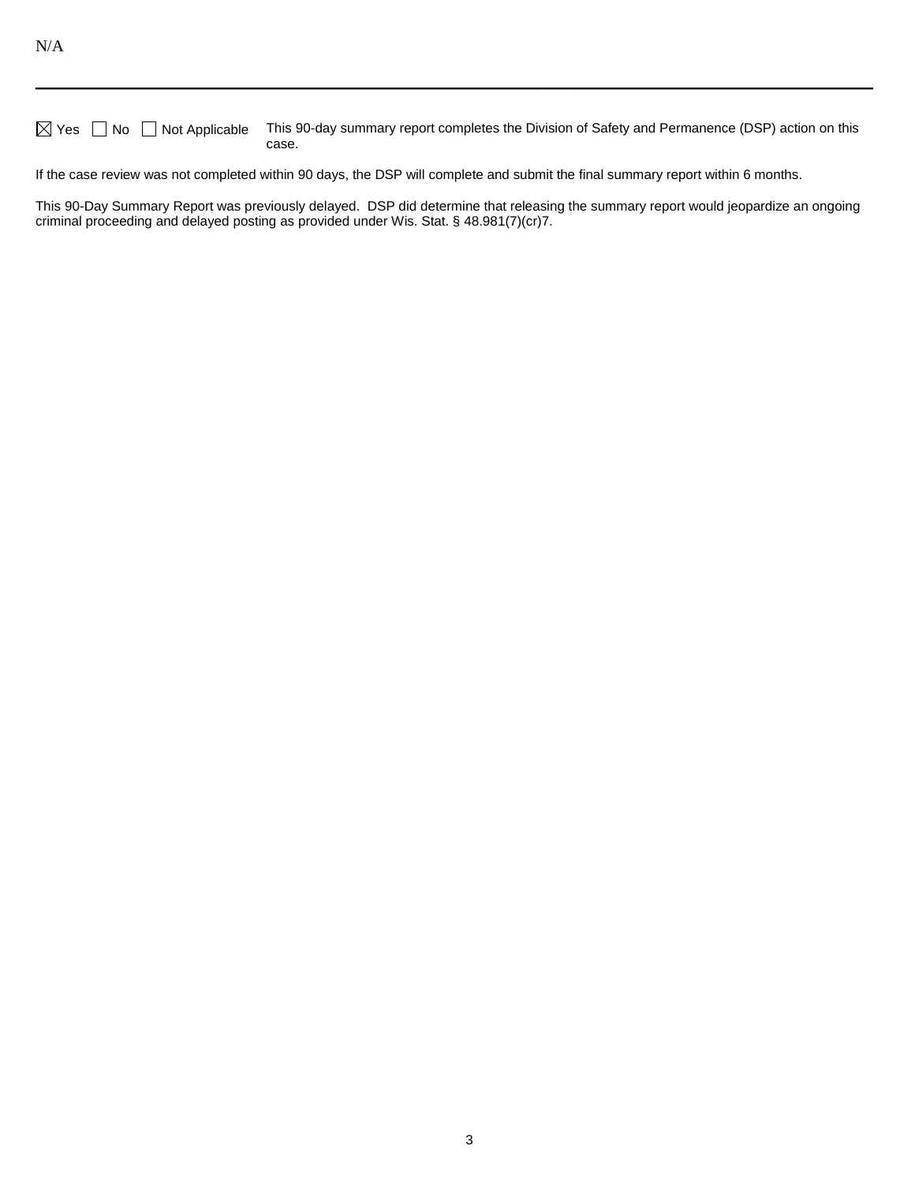N/A

---

☒ Yes ☐ No ☐ Not Applicable This 90-day summary report completes the Division of Safety and Permanence (DSP) action on this case.

If the case review was not completed within 90 days, the DSP will complete and submit the final summary report within 6 months.

This 90-Day Summary Report was previously delayed. DSP did determine that releasing the summary report would jeopardize an ongoing criminal proceeding and delayed posting as provided under Wis. Stat. § 48.981(7)(cr)7.